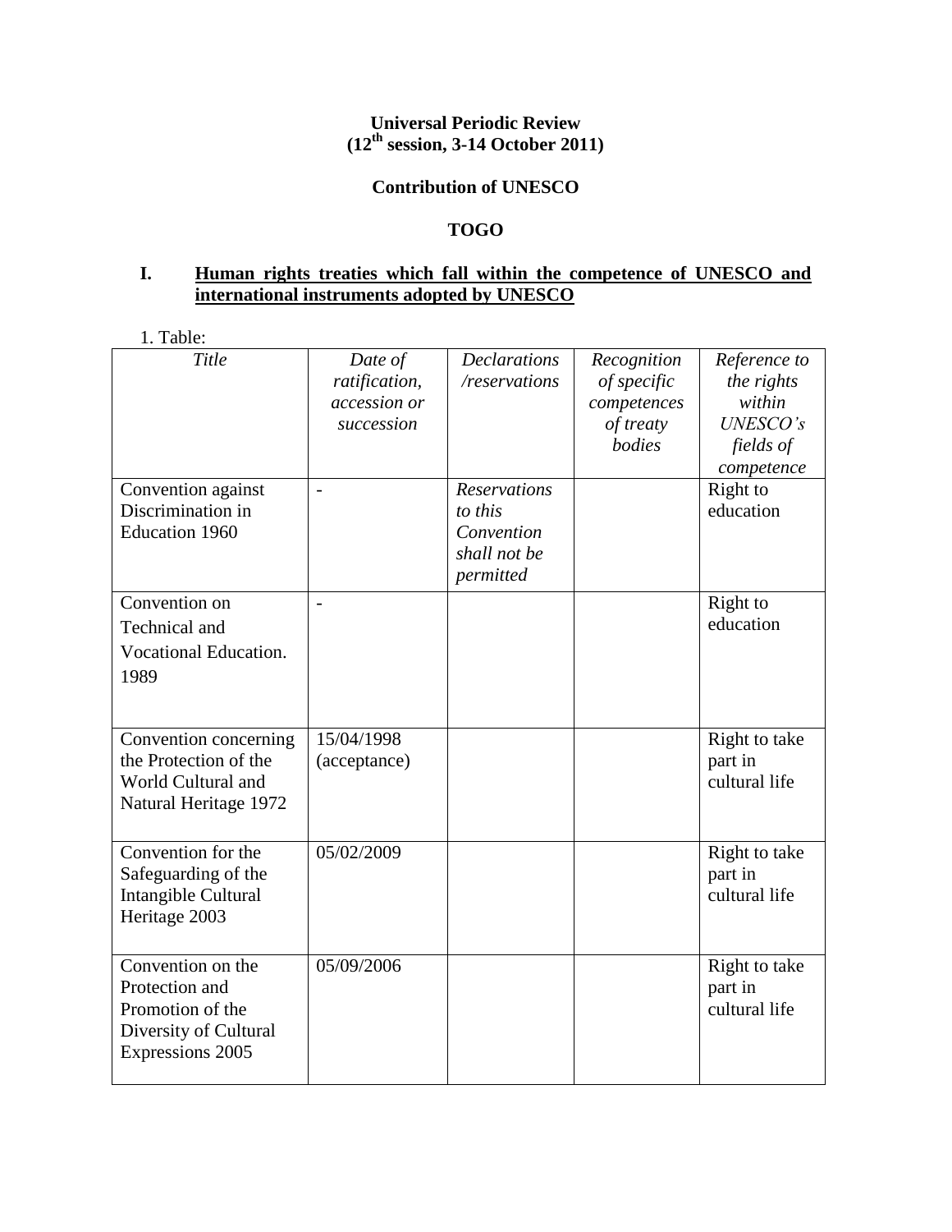**Universal Periodic Review**
**(12th session, 3-14 October 2011)**

**Contribution of UNESCO**

**TOGO**

## I. Human rights treaties which fall within the competence of UNESCO and international instruments adopted by UNESCO

1. Table:

| *Title* | *Date of ratification, accession or succession* | *Declarations /reservations* | *Recognition of specific competences of treaty bodies* | *Reference to the rights within UNESCO's fields of competence* |
|---|---|---|---|---|
| Convention against Discrimination in Education 1960 | - | *Reservations to this Convention shall not be permitted* | | Right to education |
| Convention on Technical and Vocational Education. 1989 | - | | | Right to education |
| Convention concerning the Protection of the World Cultural and Natural Heritage 1972 | 15/04/1998 (acceptance) | | | Right to take part in cultural life |
| Convention for the Safeguarding of the Intangible Cultural Heritage 2003 | 05/02/2009 | | | Right to take part in cultural life |
| Convention on the Protection and Promotion of the Diversity of Cultural Expressions 2005 | 05/09/2006 | | | Right to take part in cultural life |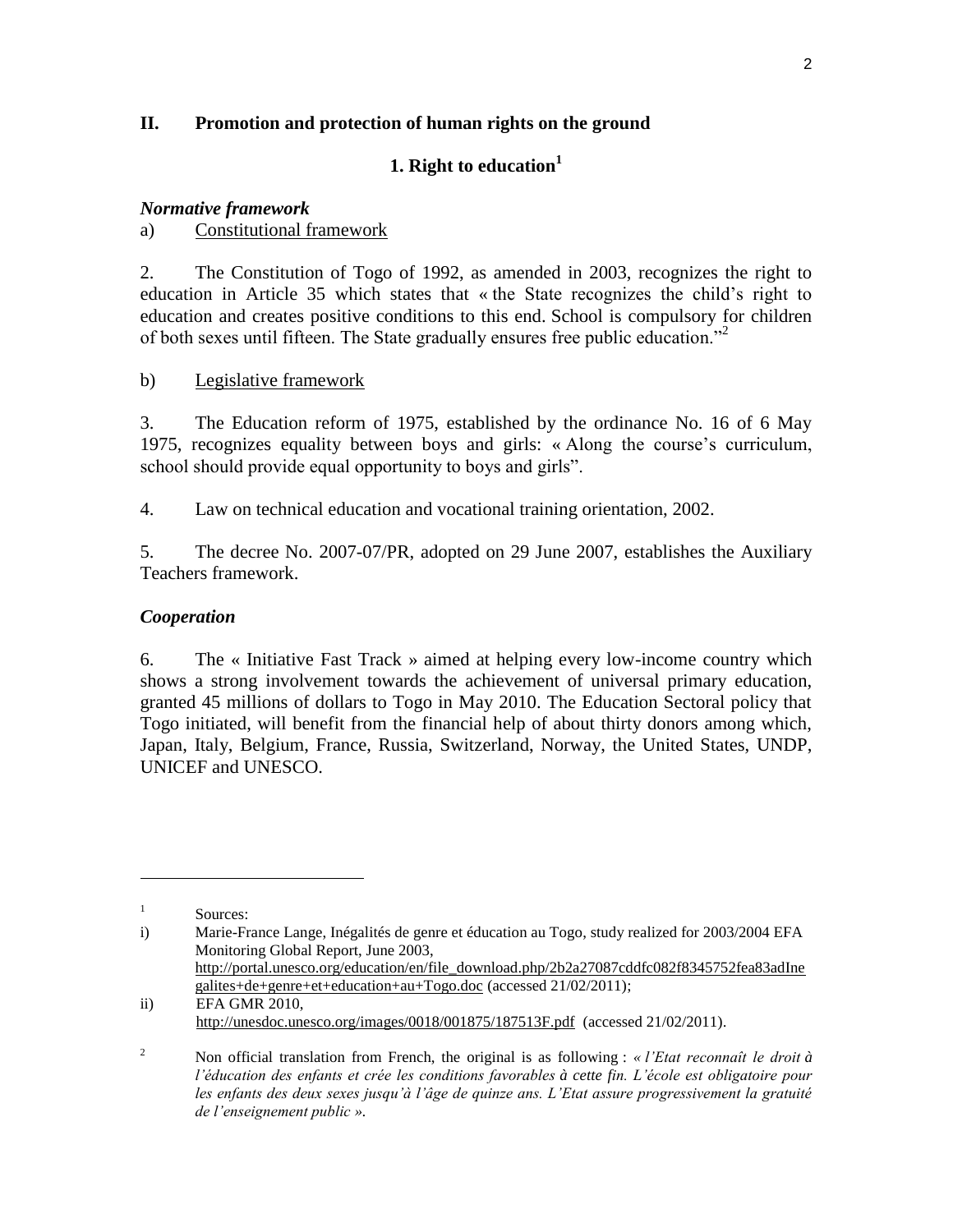## II. Promotion and protection of human rights on the ground

### 1. Right to education[1]

***Normative framework***

a) Constitutional framework

2. The Constitution of Togo of 1992, as amended in 2003, recognizes the right to education in Article 35 which states that « the State recognizes the child's right to education and creates positive conditions to this end. School is compulsory for children of both sexes until fifteen. The State gradually ensures free public education."[2]

b) Legislative framework

3. The Education reform of 1975, established by the ordinance No. 16 of 6 May 1975, recognizes equality between boys and girls: « Along the course's curriculum, school should provide equal opportunity to boys and girls".

4. Law on technical education and vocational training orientation, 2002.

5. The decree No. 2007-07/PR, adopted on 29 June 2007, establishes the Auxiliary Teachers framework.

***Cooperation***

6. The « Initiative Fast Track » aimed at helping every low-income country which shows a strong involvement towards the achievement of universal primary education, granted 45 millions of dollars to Togo in May 2010. The Education Sectoral policy that Togo initiated, will benefit from the financial help of about thirty donors among which, Japan, Italy, Belgium, France, Russia, Switzerland, Norway, the United States, UNDP, UNICEF and UNESCO.

---

[1] Sources:

i) Marie-France Lange, Inégalités de genre et éducation au Togo, study realized for 2003/2004 EFA Monitoring Global Report, June 2003, http://portal.unesco.org/education/en/file_download.php/2b2a27087cddfc082f8345752fea83adInegalites+de+genre+et+education+au+Togo.doc (accessed 21/02/2011);

ii) EFA GMR 2010, http://unesdoc.unesco.org/images/0018/001875/187513F.pdf (accessed 21/02/2011).

[2] Non official translation from French, the original is as following : *« l'Etat reconnaît le droit à l'éducation des enfants et crée les conditions favorables à cette fin. L'école est obligatoire pour les enfants des deux sexes jusqu'à l'âge de quinze ans. L'Etat assure progressivement la gratuité de l'enseignement public »*.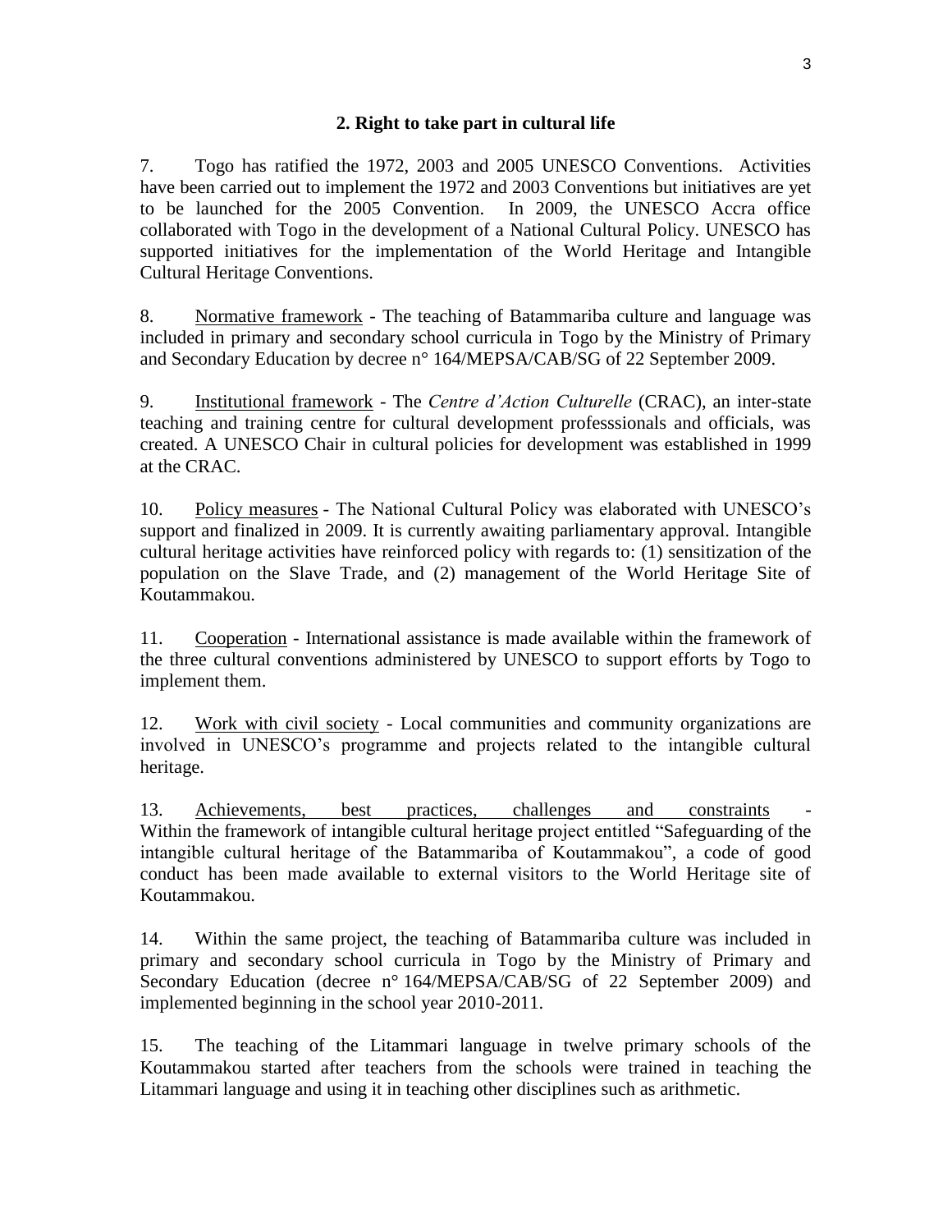## 2. Right to take part in cultural life

7. Togo has ratified the 1972, 2003 and 2005 UNESCO Conventions. Activities have been carried out to implement the 1972 and 2003 Conventions but initiatives are yet to be launched for the 2005 Convention. In 2009, the UNESCO Accra office collaborated with Togo in the development of a National Cultural Policy. UNESCO has supported initiatives for the implementation of the World Heritage and Intangible Cultural Heritage Conventions.

8. Normative framework - The teaching of Batammariba culture and language was included in primary and secondary school curricula in Togo by the Ministry of Primary and Secondary Education by decree n° 164/MEPSA/CAB/SG of 22 September 2009.

9. Institutional framework - The *Centre d'Action Culturelle* (CRAC), an inter-state teaching and training centre for cultural development professsionals and officials, was created. A UNESCO Chair in cultural policies for development was established in 1999 at the CRAC.

10. Policy measures - The National Cultural Policy was elaborated with UNESCO's support and finalized in 2009. It is currently awaiting parliamentary approval. Intangible cultural heritage activities have reinforced policy with regards to: (1) sensitization of the population on the Slave Trade, and (2) management of the World Heritage Site of Koutammakou.

11. Cooperation - International assistance is made available within the framework of the three cultural conventions administered by UNESCO to support efforts by Togo to implement them.

12. Work with civil society - Local communities and community organizations are involved in UNESCO's programme and projects related to the intangible cultural heritage.

13. Achievements, best practices, challenges and constraints - Within the framework of intangible cultural heritage project entitled "Safeguarding of the intangible cultural heritage of the Batammariba of Koutammakou", a code of good conduct has been made available to external visitors to the World Heritage site of Koutammakou.

14. Within the same project, the teaching of Batammariba culture was included in primary and secondary school curricula in Togo by the Ministry of Primary and Secondary Education (decree n° 164/MEPSA/CAB/SG of 22 September 2009) and implemented beginning in the school year 2010-2011.

15. The teaching of the Litammari language in twelve primary schools of the Koutammakou started after teachers from the schools were trained in teaching the Litammari language and using it in teaching other disciplines such as arithmetic.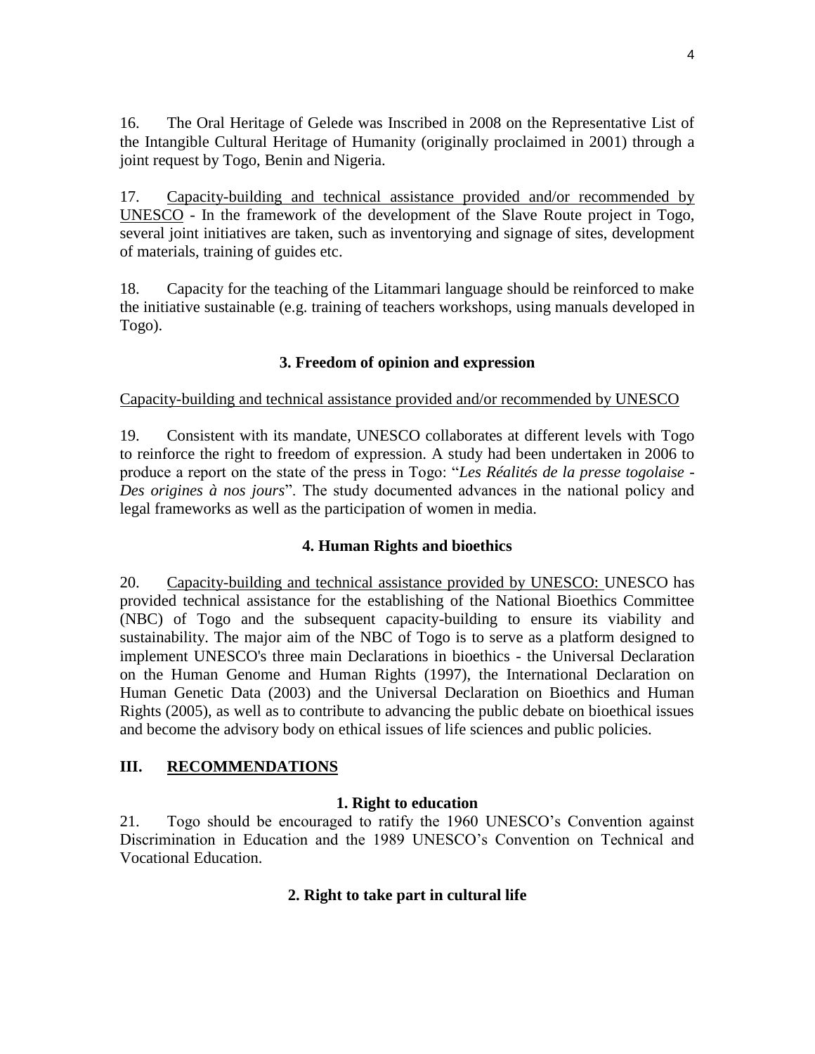16. The Oral Heritage of Gelede was Inscribed in 2008 on the Representative List of the Intangible Cultural Heritage of Humanity (originally proclaimed in 2001) through a joint request by Togo, Benin and Nigeria.

17. Capacity-building and technical assistance provided and/or recommended by UNESCO - In the framework of the development of the Slave Route project in Togo, several joint initiatives are taken, such as inventorying and signage of sites, development of materials, training of guides etc.

18. Capacity for the teaching of the Litammari language should be reinforced to make the initiative sustainable (e.g. training of teachers workshops, using manuals developed in Togo).

### 3. Freedom of opinion and expression

Capacity-building and technical assistance provided and/or recommended by UNESCO

19. Consistent with its mandate, UNESCO collaborates at different levels with Togo to reinforce the right to freedom of expression. A study had been undertaken in 2006 to produce a report on the state of the press in Togo: "*Les Réalités de la presse togolaise - Des origines à nos jours*". The study documented advances in the national policy and legal frameworks as well as the participation of women in media.

### 4. Human Rights and bioethics

20. Capacity-building and technical assistance provided by UNESCO: UNESCO has provided technical assistance for the establishing of the National Bioethics Committee (NBC) of Togo and the subsequent capacity-building to ensure its viability and sustainability. The major aim of the NBC of Togo is to serve as a platform designed to implement UNESCO's three main Declarations in bioethics - the Universal Declaration on the Human Genome and Human Rights (1997), the International Declaration on Human Genetic Data (2003) and the Universal Declaration on Bioethics and Human Rights (2005), as well as to contribute to advancing the public debate on bioethical issues and become the advisory body on ethical issues of life sciences and public policies.

## III. RECOMMENDATIONS

### 1. Right to education

21. Togo should be encouraged to ratify the 1960 UNESCO's Convention against Discrimination in Education and the 1989 UNESCO's Convention on Technical and Vocational Education.

### 2. Right to take part in cultural life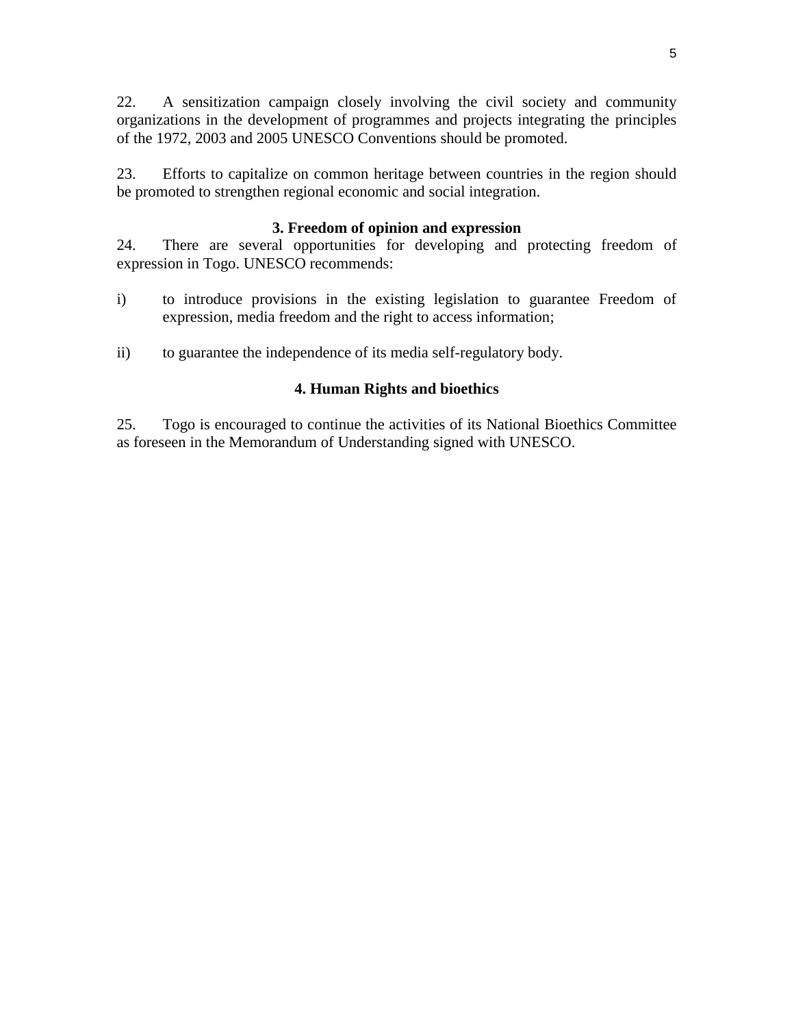22. A sensitization campaign closely involving the civil society and community organizations in the development of programmes and projects integrating the principles of the 1972, 2003 and 2005 UNESCO Conventions should be promoted.

23. Efforts to capitalize on common heritage between countries in the region should be promoted to strengthen regional economic and social integration.

### 3. Freedom of opinion and expression

24. There are several opportunities for developing and protecting freedom of expression in Togo. UNESCO recommends:

i) to introduce provisions in the existing legislation to guarantee Freedom of expression, media freedom and the right to access information;

ii) to guarantee the independence of its media self-regulatory body.

### 4. Human Rights and bioethics

25. Togo is encouraged to continue the activities of its National Bioethics Committee as foreseen in the Memorandum of Understanding signed with UNESCO.